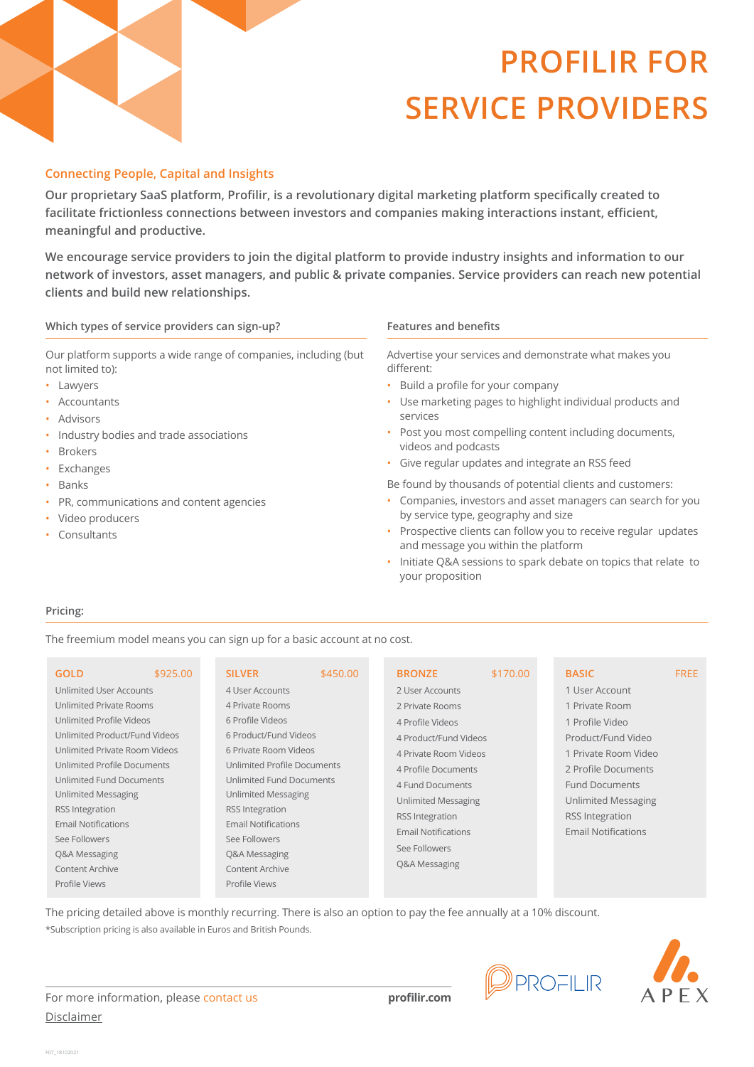# PROFILIR FOR SERVICE PROVIDERS

## Connecting People, Capital and Insights

**Our proprietary SaaS platform, Profilir, is a revolutionary digital marketing platform specifically created to facilitate frictionless connections between investors and companies making interactions instant, efficient, meaningful and productive.**

**We encourage service providers to join the digital platform to provide industry insights and information to our network of investors, asset managers, and public & private companies. Service providers can reach new potential clients and build new relationships.**

### Which types of service providers can sign-up?

Our platform supports a wide range of companies, including (but not limited to):

- Lawyers
- Accountants
- Advisors
- Industry bodies and trade associations
- Brokers
- Exchanges
- Banks
- PR, communications and content agencies
- Video producers
- Consultants

### Features and benefits

Advertise your services and demonstrate what makes you different:

- Build a profile for your company
- Use marketing pages to highlight individual products and services
- Post you most compelling content including documents, videos and podcasts
- Give regular updates and integrate an RSS feed

Be found by thousands of potential clients and customers:

- Companies, investors and asset managers can search for you by service type, geography and size
- Prospective clients can follow you to receive regular updates and message you within the platform
- Initiate Q&A sessions to spark debate on topics that relate to your proposition

### Pricing:

The freemium model means you can sign up for a basic account at no cost.

| GOLD $925.00 | SILVER $450.00 | BRONZE $170.00 | BASIC FREE |
|---|---|---|---|
| Unlimited User Accounts | 4 User Accounts | 2 User Accounts | 1 User Account |
| Unlimited Private Rooms | 4 Private Rooms | 2 Private Rooms | 1 Private Room |
| Unlimited Profile Videos | 6 Profile Videos | 4 Profile Videos | 1 Profile Video |
| Unlimited Product/Fund Videos | 6 Product/Fund Videos | 4 Product/Fund Videos | Product/Fund Video |
| Unlimited Private Room Videos | 6 Private Room Videos | 4 Private Room Videos | 1 Private Room Video |
| Unlimited Profile Documents | Unlimited Profile Documents | 4 Profile Documents | 2 Profile Documents |
| Unlimited Fund Documents | Unlimited Fund Documents | 4 Fund Documents | Fund Documents |
| Unlimited Messaging | Unlimited Messaging | Unlimited Messaging | Unlimited Messaging |
| RSS Integration | RSS Integration | RSS Integration | RSS Integration |
| Email Notifications | Email Notifications | Email Notifications | Email Notifications |
| See Followers | See Followers | See Followers | |
| Q&A Messaging | Q&A Messaging | Q&A Messaging | |
| Content Archive | Content Archive | | |
| Profile Views | Profile Views | | |

The pricing detailed above is monthly recurring. There is also an option to pay the fee annually at a 10% discount.

*Subscription pricing is also available in Euros and British Pounds.

For more information, please contact us

**profilir.com**

Disclaimer

PROFILIR

APEX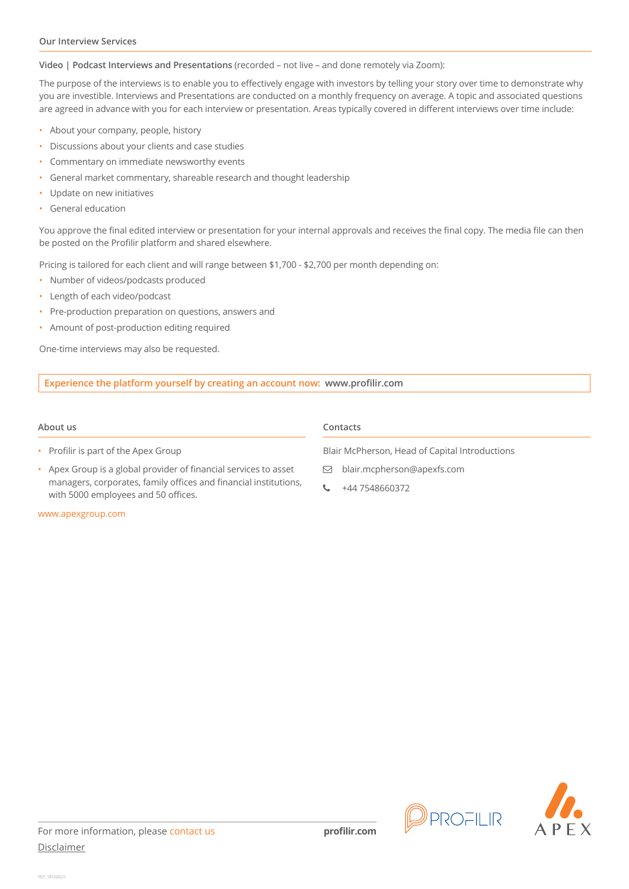## Our Interview Services

**Video | Podcast Interviews and Presentations** (recorded – not live – and done remotely via Zoom):

The purpose of the interviews is to enable you to effectively engage with investors by telling your story over time to demonstrate why you are investible. Interviews and Presentations are conducted on a monthly frequency on average. A topic and associated questions are agreed in advance with you for each interview or presentation. Areas typically covered in different interviews over time include:

- About your company, people, history
- Discussions about your clients and case studies
- Commentary on immediate newsworthy events
- General market commentary, shareable research and thought leadership
- Update on new initiatives
- General education

You approve the final edited interview or presentation for your internal approvals and receives the final copy. The media file can then be posted on the Profilir platform and shared elsewhere.

Pricing is tailored for each client and will range between $1,700 - $2,700 per month depending on:

- Number of videos/podcasts produced
- Length of each video/podcast
- Pre-production preparation on questions, answers and
- Amount of post-production editing required

One-time interviews may also be requested.

**Experience the platform yourself by creating an account now: www.profilir.com**

### About us

- Profilir is part of the Apex Group
- Apex Group is a global provider of financial services to asset managers, corporates, family offices and financial institutions, with 5000 employees and 50 offices.

www.apexgroup.com

### Contacts

Blair McPherson, Head of Capital Introductions

blair.mcpherson@apexfs.com

+44 7548660372

For more information, please contact us

Disclaimer

**profilir.com**

PROFILIR

APEX

F07_18102021